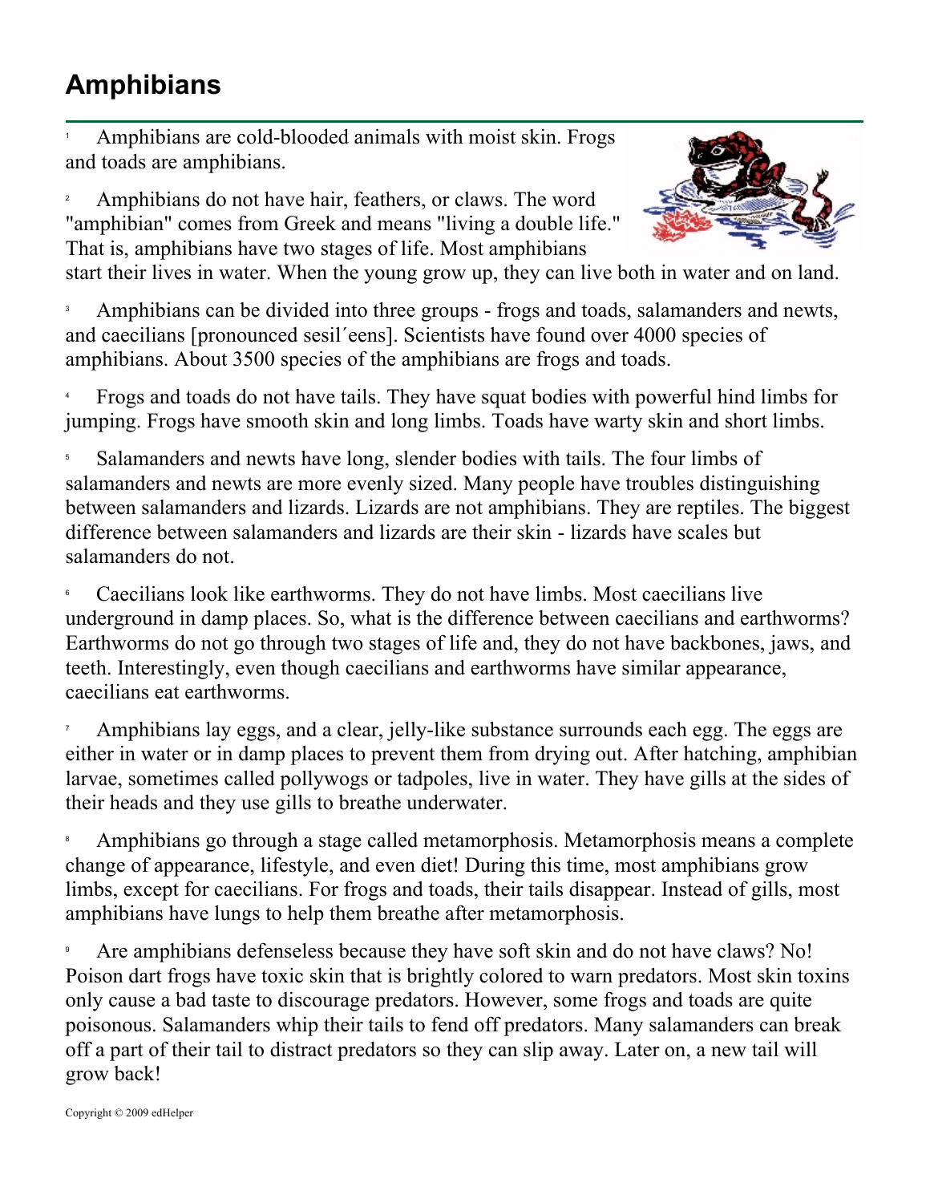# Amphibians

[1] Amphibians are cold-blooded animals with moist skin. Frogs and toads are amphibians.

[2] Amphibians do not have hair, feathers, or claws. The word "amphibian" comes from Greek and means "living a double life." That is, amphibians have two stages of life. Most amphibians start their lives in water. When the young grow up, they can live both in water and on land.

[3] Amphibians can be divided into three groups - frogs and toads, salamanders and newts, and caecilians [pronounced sesil´eens]. Scientists have found over 4000 species of amphibians. About 3500 species of the amphibians are frogs and toads.

[4] Frogs and toads do not have tails. They have squat bodies with powerful hind limbs for jumping. Frogs have smooth skin and long limbs. Toads have warty skin and short limbs.

[5] Salamanders and newts have long, slender bodies with tails. The four limbs of salamanders and newts are more evenly sized. Many people have troubles distinguishing between salamanders and lizards. Lizards are not amphibians. They are reptiles. The biggest difference between salamanders and lizards are their skin - lizards have scales but salamanders do not.

[6] Caecilians look like earthworms. They do not have limbs. Most caecilians live underground in damp places. So, what is the difference between caecilians and earthworms? Earthworms do not go through two stages of life and, they do not have backbones, jaws, and teeth. Interestingly, even though caecilians and earthworms have similar appearance, caecilians eat earthworms.

[7] Amphibians lay eggs, and a clear, jelly-like substance surrounds each egg. The eggs are either in water or in damp places to prevent them from drying out. After hatching, amphibian larvae, sometimes called pollywogs or tadpoles, live in water. They have gills at the sides of their heads and they use gills to breathe underwater.

[8] Amphibians go through a stage called metamorphosis. Metamorphosis means a complete change of appearance, lifestyle, and even diet! During this time, most amphibians grow limbs, except for caecilians. For frogs and toads, their tails disappear. Instead of gills, most amphibians have lungs to help them breathe after metamorphosis.

[9] Are amphibians defenseless because they have soft skin and do not have claws? No! Poison dart frogs have toxic skin that is brightly colored to warn predators. Most skin toxins only cause a bad taste to discourage predators. However, some frogs and toads are quite poisonous. Salamanders whip their tails to fend off predators. Many salamanders can break off a part of their tail to distract predators so they can slip away. Later on, a new tail will grow back!

Copyright © 2009 edHelper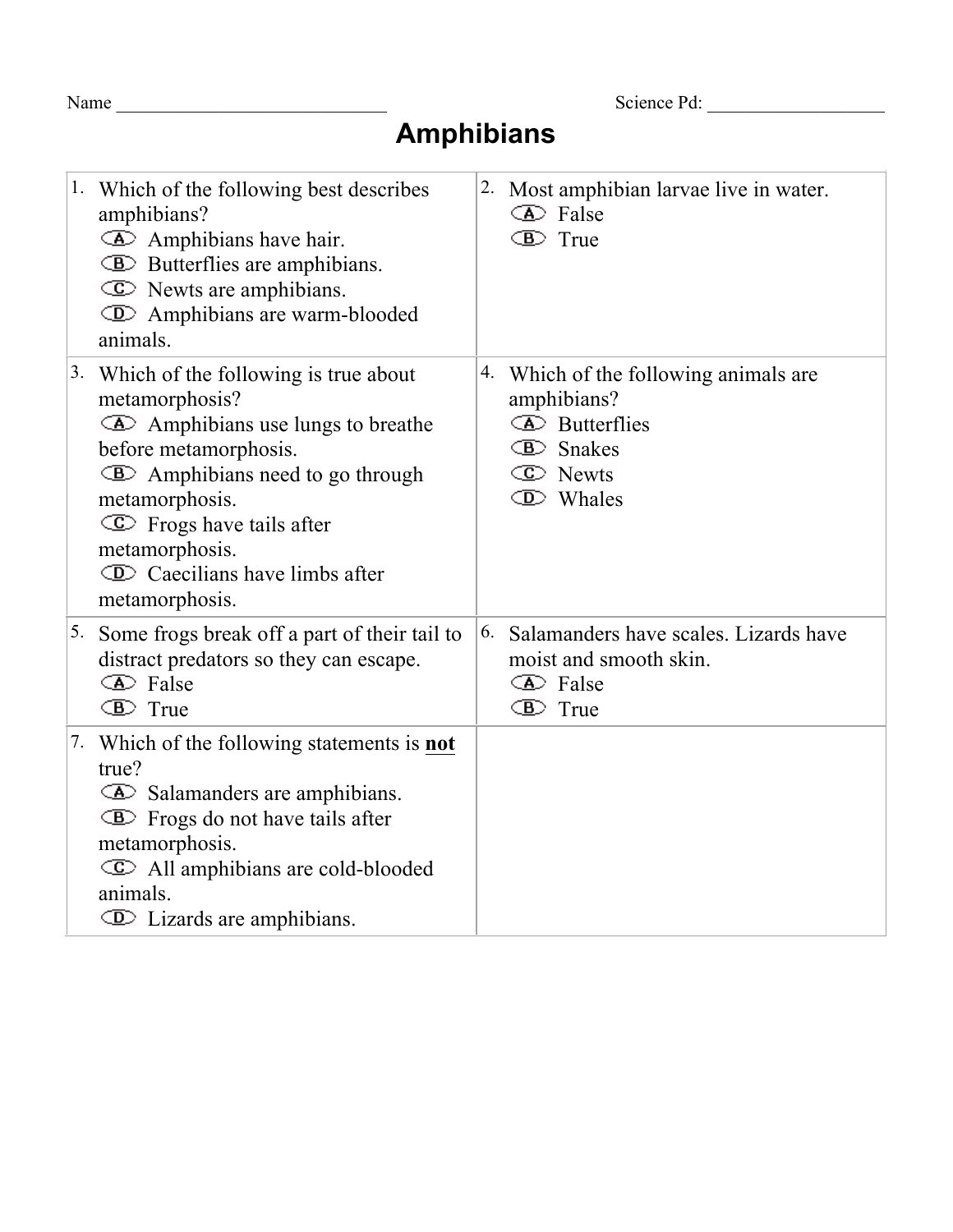Name ____________________________ Science Pd: __________________

# Amphibians

1. Which of the following best describes amphibians?
   - (A) Amphibians have hair.
   - (B) Butterflies are amphibians.
   - (C) Newts are amphibians.
   - (D) Amphibians are warm-blooded animals.

2. Most amphibian larvae live in water.
   - (A) False
   - (B) True

3. Which of the following is true about metamorphosis?
   - (A) Amphibians use lungs to breathe before metamorphosis.
   - (B) Amphibians need to go through metamorphosis.
   - (C) Frogs have tails after metamorphosis.
   - (D) Caecilians have limbs after metamorphosis.

4. Which of the following animals are amphibians?
   - (A) Butterflies
   - (B) Snakes
   - (C) Newts
   - (D) Whales

5. Some frogs break off a part of their tail to distract predators so they can escape.
   - (A) False
   - (B) True

6. Salamanders have scales. Lizards have moist and smooth skin.
   - (A) False
   - (B) True

7. Which of the following statements is **not** true?
   - (A) Salamanders are amphibians.
   - (B) Frogs do not have tails after metamorphosis.
   - (C) All amphibians are cold-blooded animals.
   - (D) Lizards are amphibians.